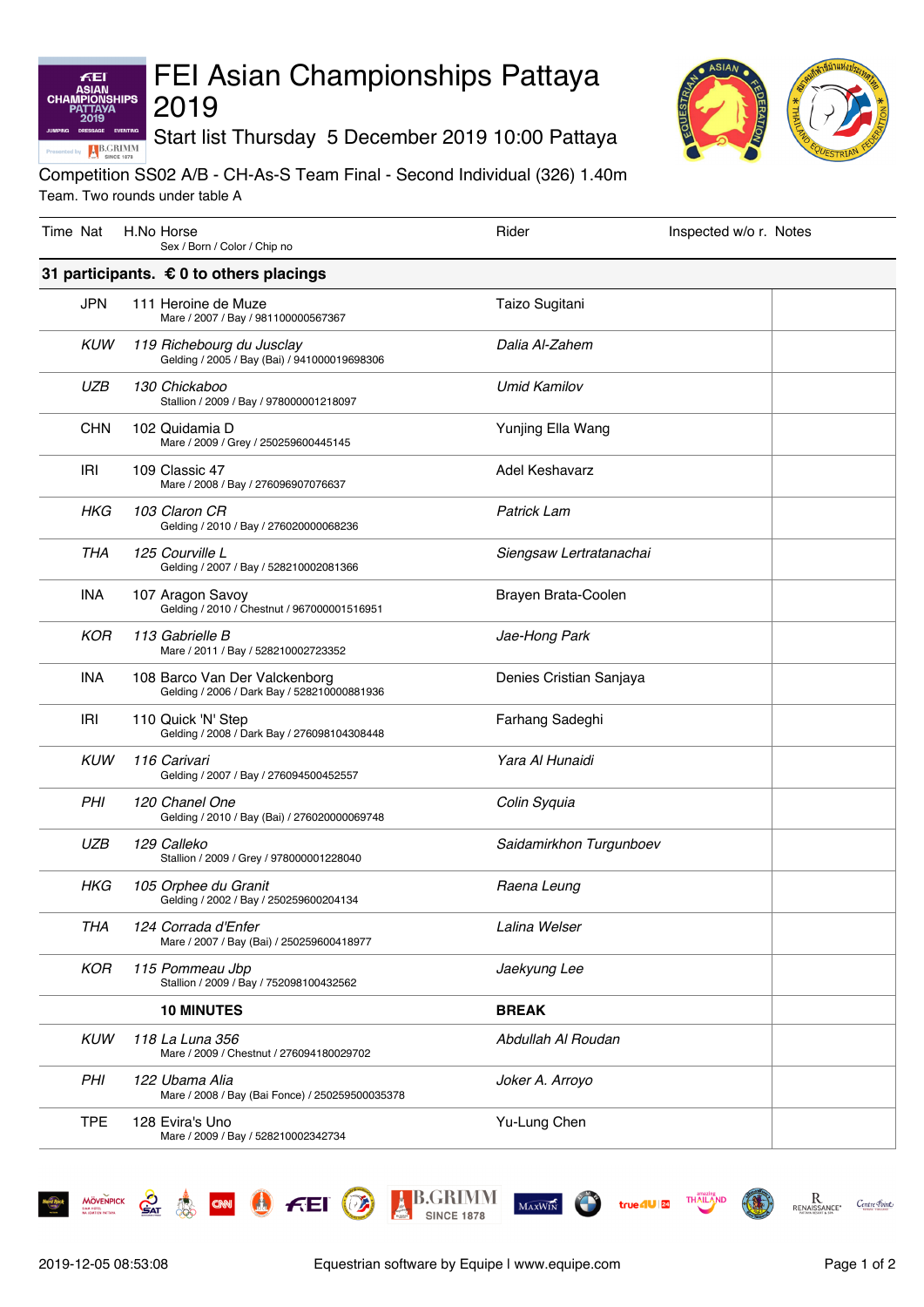# FEI Asian Championships Pattaya 2019

Start list Thursday 5 December 2019 10:00 Pattaya

Competition SS02 A/B - CH-As-S Team Final - Second Individual (326) 1.40m

Team. Two rounds under table A

| Time | Nat | H.No Horse<br>Sex / Born / Color / Chip no | Rider | Inspected w/o r. | Notes |
|---|---|---|---|---|---|
| **31 participants. € 0 to others placings** | | | | | |
| | JPN | 111 Heroine de Muze<br>Mare / 2007 / Bay / 981100000567367 | Taizo Sugitani | | |
| | *KUW* | *119 Richebourg du Jusclay*<br>Gelding / 2005 / Bay (Bai) / 941000019698306 | *Dalia Al-Zahem* | | |
| | *UZB* | *130 Chickaboo*<br>Stallion / 2009 / Bay / 978000001218097 | *Umid Kamilov* | | |
| | CHN | 102 Quidamia D<br>Mare / 2009 / Grey / 250259600445145 | Yunjing Ella Wang | | |
| | IRI | 109 Classic 47<br>Mare / 2008 / Bay / 276096907076637 | Adel Keshavarz | | |
| | *HKG* | *103 Claron CR*<br>Gelding / 2010 / Bay / 276020000068236 | *Patrick Lam* | | |
| | *THA* | *125 Courville L*<br>Gelding / 2007 / Bay / 528210002081366 | *Siengsaw Lertratanachai* | | |
| | INA | 107 Aragon Savoy<br>Gelding / 2010 / Chestnut / 967000001516951 | Brayen Brata-Coolen | | |
| | *KOR* | *113 Gabrielle B*<br>Mare / 2011 / Bay / 528210002723352 | *Jae-Hong Park* | | |
| | INA | 108 Barco Van Der Valckenborg<br>Gelding / 2006 / Dark Bay / 528210000881936 | Denies Cristian Sanjaya | | |
| | IRI | 110 Quick 'N' Step<br>Gelding / 2008 / Dark Bay / 276098104308448 | Farhang Sadeghi | | |
| | *KUW* | *116 Carivari*<br>Gelding / 2007 / Bay / 276094500452557 | *Yara Al Hunaidi* | | |
| | *PHI* | *120 Chanel One*<br>Gelding / 2010 / Bay (Bai) / 276020000069748 | *Colin Syquia* | | |
| | *UZB* | *129 Calleko*<br>Stallion / 2009 / Grey / 978000001228040 | *Saidamirkhon Turgunboev* | | |
| | *HKG* | *105 Orphee du Granit*<br>Gelding / 2002 / Bay / 250259600204134 | *Raena Leung* | | |
| | *THA* | *124 Corrada d'Enfer*<br>Mare / 2007 / Bay (Bai) / 250259600418977 | *Lalina Welser* | | |
| | *KOR* | *115 Pommeau Jbp*<br>Stallion / 2009 / Bay / 752098100432562 | *Jaekyung Lee* | | |
| | | **10 MINUTES** | **BREAK** | | |
| | *KUW* | *118 La Luna 356*<br>Mare / 2009 / Chestnut / 276094180029702 | *Abdullah Al Roudan* | | |
| | *PHI* | *122 Ubama Alia*<br>Mare / 2008 / Bay (Bai Fonce) / 250259500035378 | *Joker A. Arroyo* | | |
| | TPE | 128 Evira's Uno<br>Mare / 2009 / Bay / 528210002342734 | Yu-Lung Chen | | |

2019-12-05 08:53:08 Equestrian software by Equipe | www.equipe.com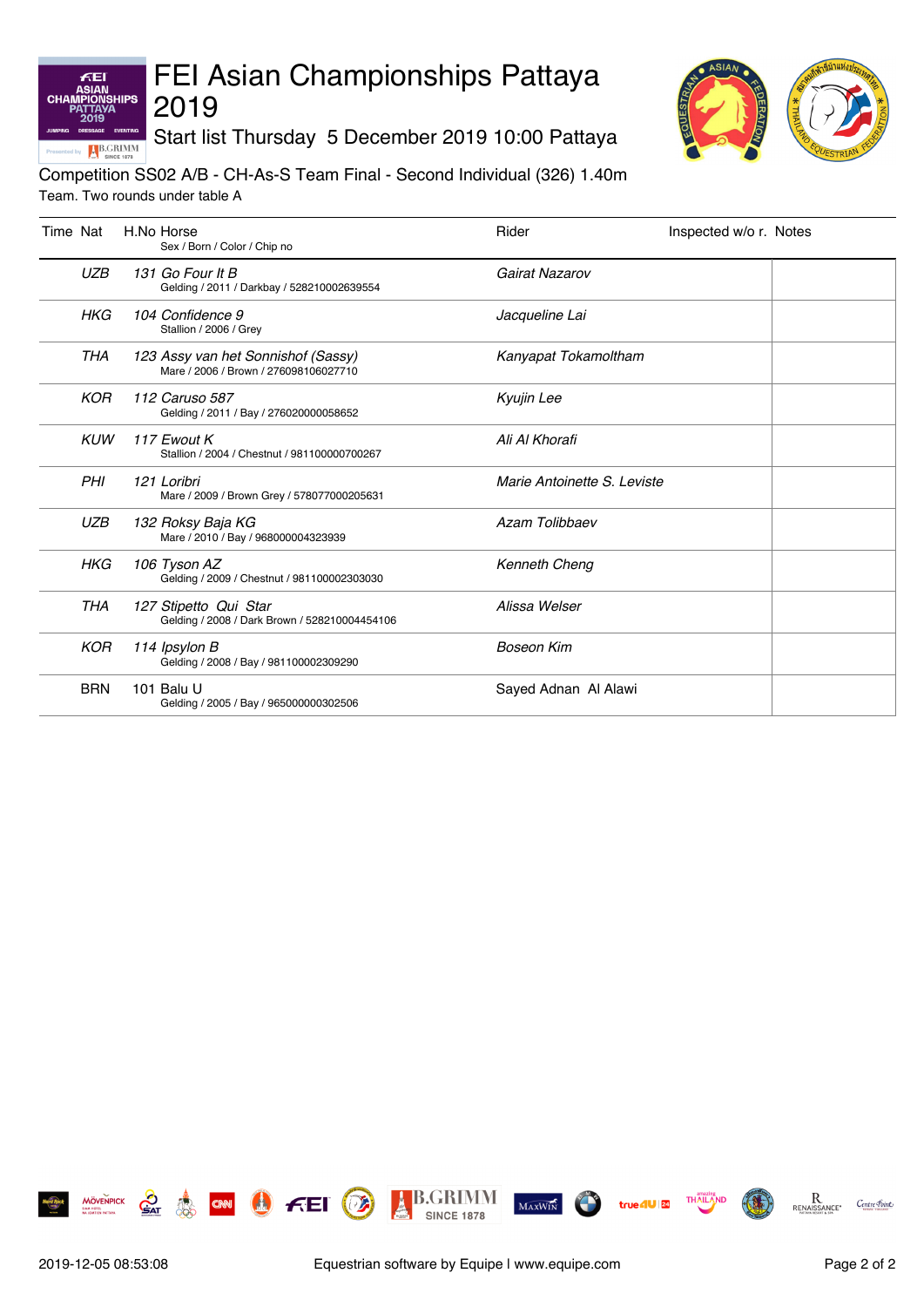# FEI Asian Championships Pattaya 2019

Start list Thursday 5 December 2019 10:00 Pattaya

Competition SS02 A/B - CH-As-S Team Final - Second Individual (326) 1.40m

Team. Two rounds under table A

| Time | Nat | H.No Horse<br>Sex / Born / Color / Chip no | Rider | Inspected w/o r. | Notes |
|---|---|---|---|---|---|
| | *UZB* | *131 Go Four It B*<br>Gelding / 2011 / Darkbay / 528210002639554 | *Gairat Nazarov* | | |
| | *HKG* | *104 Confidence 9*<br>Stallion / 2006 / Grey | *Jacqueline Lai* | | |
| | *THA* | *123 Assy van het Sonnishof (Sassy)*<br>Mare / 2006 / Brown / 276098106027710 | *Kanyapat Tokamoltham* | | |
| | *KOR* | *112 Caruso 587*<br>Gelding / 2011 / Bay / 276020000058652 | *Kyujin Lee* | | |
| | *KUW* | *117 Ewout K*<br>Stallion / 2004 / Chestnut / 981100000700267 | *Ali Al Khorafi* | | |
| | *PHI* | *121 Loribri*<br>Mare / 2009 / Brown Grey / 578077000205631 | *Marie Antoinette S. Leviste* | | |
| | *UZB* | *132 Roksy Baja KG*<br>Mare / 2010 / Bay / 968000004323939 | *Azam Tolibbaev* | | |
| | *HKG* | *106 Tyson AZ*<br>Gelding / 2009 / Chestnut / 981100002303030 | *Kenneth Cheng* | | |
| | *THA* | *127 Stipetto Qui Star*<br>Gelding / 2008 / Dark Brown / 528210004454106 | *Alissa Welser* | | |
| | *KOR* | *114 Ipsylon B*<br>Gelding / 2008 / Bay / 981100002309290 | *Boseon Kim* | | |
| | BRN | 101 Balu U<br>Gelding / 2005 / Bay / 965000000302506 | Sayed Adnan Al Alawi | | |

2019-12-05 08:53:08 Equestrian software by Equipe | www.equipe.com